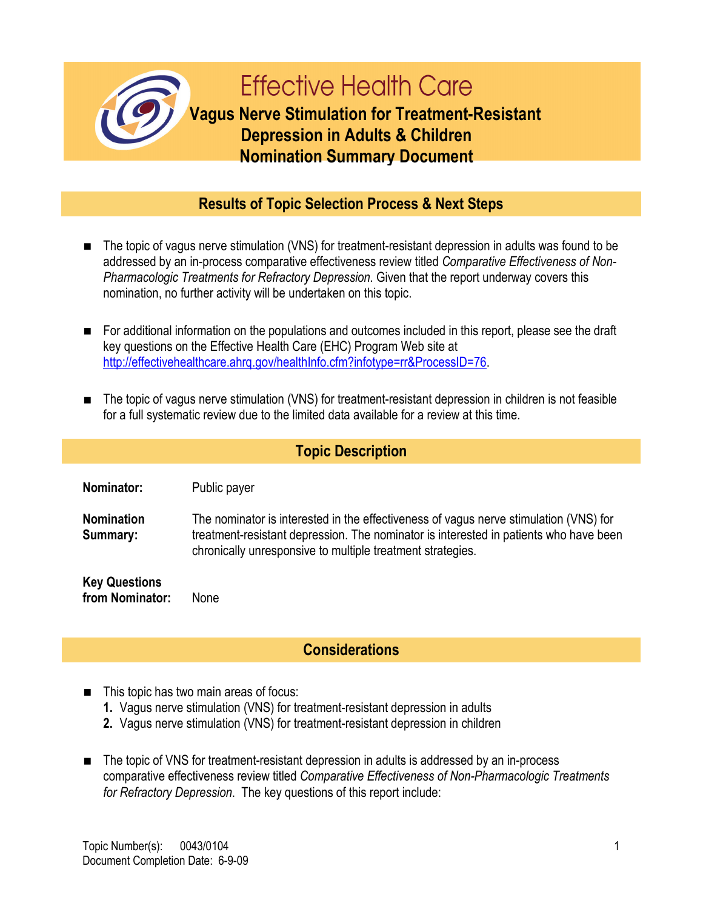# Effective Health Care

## Vagus Nerve Stimulation for Treatment-Resistant Depression in Adults & Children
## Nomination Summary Document

### Results of Topic Selection Process & Next Steps

- The topic of vagus nerve stimulation (VNS) for treatment-resistant depression in adults was found to be addressed by an in-process comparative effectiveness review titled *Comparative Effectiveness of Non-Pharmacologic Treatments for Refractory Depression.* Given that the report underway covers this nomination, no further activity will be undertaken on this topic.

- For additional information on the populations and outcomes included in this report, please see the draft key questions on the Effective Health Care (EHC) Program Web site at http://effectivehealthcare.ahrq.gov/healthInfo.cfm?infotype=rr&ProcessID=76.

- The topic of vagus nerve stimulation (VNS) for treatment-resistant depression in children is not feasible for a full systematic review due to the limited data available for a review at this time.

### Topic Description

**Nominator:** Public payer

**Nomination Summary:** The nominator is interested in the effectiveness of vagus nerve stimulation (VNS) for treatment-resistant depression. The nominator is interested in patients who have been chronically unresponsive to multiple treatment strategies.

**Key Questions from Nominator:** None

### Considerations

- This topic has two main areas of focus:
  1. Vagus nerve stimulation (VNS) for treatment-resistant depression in adults
  2. Vagus nerve stimulation (VNS) for treatment-resistant depression in children

- The topic of VNS for treatment-resistant depression in adults is addressed by an in-process comparative effectiveness review titled *Comparative Effectiveness of Non-Pharmacologic Treatments for Refractory Depression.* The key questions of this report include:

Topic Number(s): 0043/0104
Document Completion Date: 6-9-09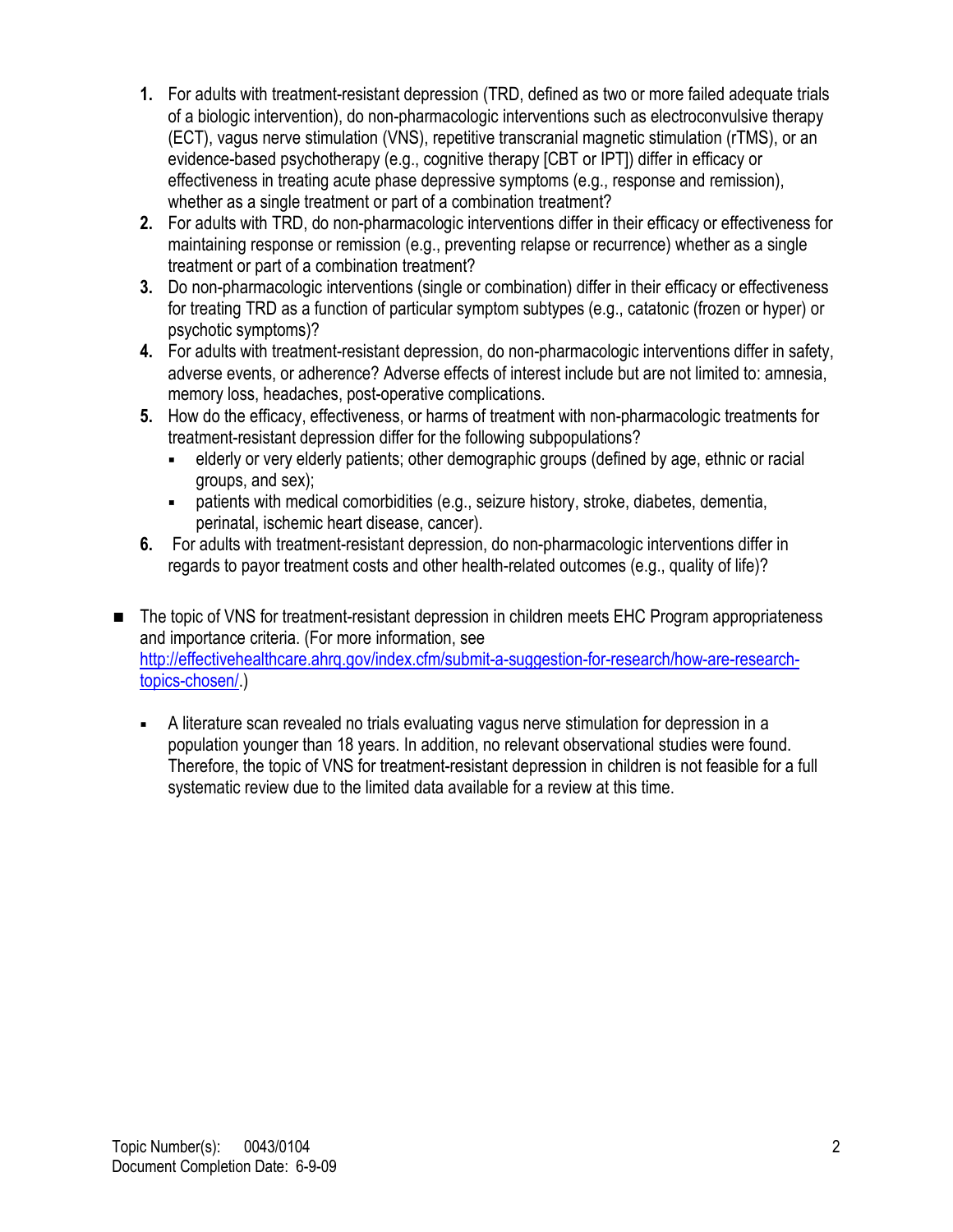1. For adults with treatment-resistant depression (TRD, defined as two or more failed adequate trials of a biologic intervention), do non-pharmacologic interventions such as electroconvulsive therapy (ECT), vagus nerve stimulation (VNS), repetitive transcranial magnetic stimulation (rTMS), or an evidence-based psychotherapy (e.g., cognitive therapy [CBT or IPT]) differ in efficacy or effectiveness in treating acute phase depressive symptoms (e.g., response and remission), whether as a single treatment or part of a combination treatment?
2. For adults with TRD, do non-pharmacologic interventions differ in their efficacy or effectiveness for maintaining response or remission (e.g., preventing relapse or recurrence) whether as a single treatment or part of a combination treatment?
3. Do non-pharmacologic interventions (single or combination) differ in their efficacy or effectiveness for treating TRD as a function of particular symptom subtypes (e.g., catatonic (frozen or hyper) or psychotic symptoms)?
4. For adults with treatment-resistant depression, do non-pharmacologic interventions differ in safety, adverse events, or adherence? Adverse effects of interest include but are not limited to: amnesia, memory loss, headaches, post-operative complications.
5. How do the efficacy, effectiveness, or harms of treatment with non-pharmacologic treatments for treatment-resistant depression differ for the following subpopulations?
   - elderly or very elderly patients; other demographic groups (defined by age, ethnic or racial groups, and sex);
   - patients with medical comorbidities (e.g., seizure history, stroke, diabetes, dementia, perinatal, ischemic heart disease, cancer).
6. For adults with treatment-resistant depression, do non-pharmacologic interventions differ in regards to payor treatment costs and other health-related outcomes (e.g., quality of life)?

- The topic of VNS for treatment-resistant depression in children meets EHC Program appropriateness and importance criteria. (For more information, see http://effectivehealthcare.ahrq.gov/index.cfm/submit-a-suggestion-for-research/how-are-research-topics-chosen/.)

  - A literature scan revealed no trials evaluating vagus nerve stimulation for depression in a population younger than 18 years. In addition, no relevant observational studies were found. Therefore, the topic of VNS for treatment-resistant depression in children is not feasible for a full systematic review due to the limited data available for a review at this time.

Topic Number(s): 0043/0104
Document Completion Date: 6-9-09